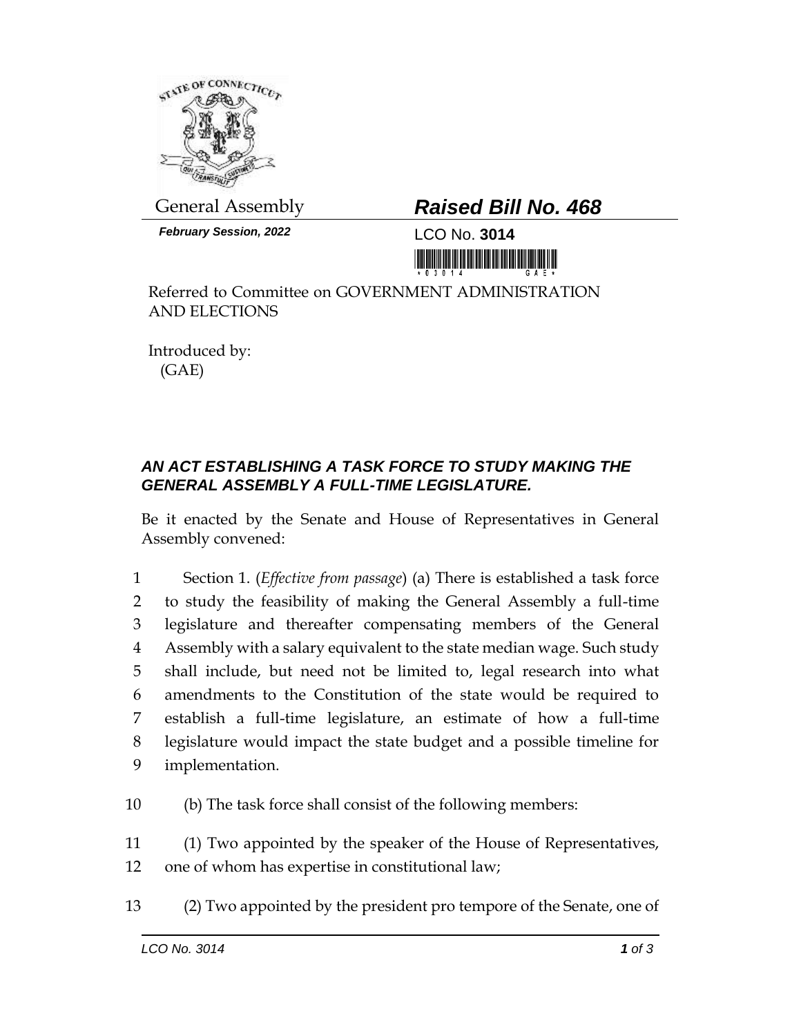General Assembly

***February Session, 2022***

# ***Raised Bill No. 468***

LCO No. **3014**

Referred to Committee on GOVERNMENT ADMINISTRATION AND ELECTIONS

Introduced by:
(GAE)

### ***AN ACT ESTABLISHING A TASK FORCE TO STUDY MAKING THE GENERAL ASSEMBLY A FULL-TIME LEGISLATURE.***

Be it enacted by the Senate and House of Representatives in General Assembly convened:

1 Section 1. (*Effective from passage*) (a) There is established a task force
2 to study the feasibility of making the General Assembly a full-time
3 legislature and thereafter compensating members of the General
4 Assembly with a salary equivalent to the state median wage. Such study
5 shall include, but need not be limited to, legal research into what
6 amendments to the Constitution of the state would be required to
7 establish a full-time legislature, an estimate of how a full-time
8 legislature would impact the state budget and a possible timeline for
9 implementation.

10 (b) The task force shall consist of the following members:

11 (1) Two appointed by the speaker of the House of Representatives,
12 one of whom has expertise in constitutional law;

13 (2) Two appointed by the president pro tempore of the Senate, one of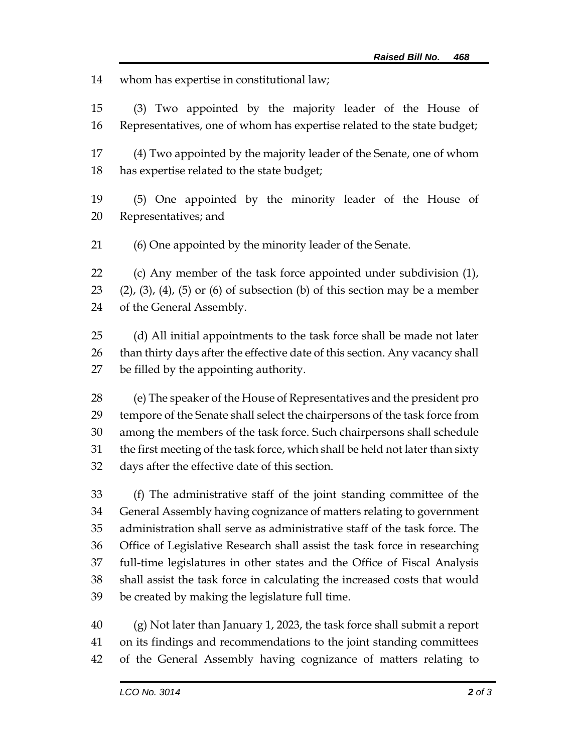whom has expertise in constitutional law;

(3) Two appointed by the majority leader of the House of Representatives, one of whom has expertise related to the state budget;

(4) Two appointed by the majority leader of the Senate, one of whom has expertise related to the state budget;

(5) One appointed by the minority leader of the House of Representatives; and

(6) One appointed by the minority leader of the Senate.

(c) Any member of the task force appointed under subdivision (1), (2), (3), (4), (5) or (6) of subsection (b) of this section may be a member of the General Assembly.

(d) All initial appointments to the task force shall be made not later than thirty days after the effective date of this section. Any vacancy shall be filled by the appointing authority.

(e) The speaker of the House of Representatives and the president pro tempore of the Senate shall select the chairpersons of the task force from among the members of the task force. Such chairpersons shall schedule the first meeting of the task force, which shall be held not later than sixty days after the effective date of this section.

(f) The administrative staff of the joint standing committee of the General Assembly having cognizance of matters relating to government administration shall serve as administrative staff of the task force. The Office of Legislative Research shall assist the task force in researching full-time legislatures in other states and the Office of Fiscal Analysis shall assist the task force in calculating the increased costs that would be created by making the legislature full time.

(g) Not later than January 1, 2023, the task force shall submit a report on its findings and recommendations to the joint standing committees of the General Assembly having cognizance of matters relating to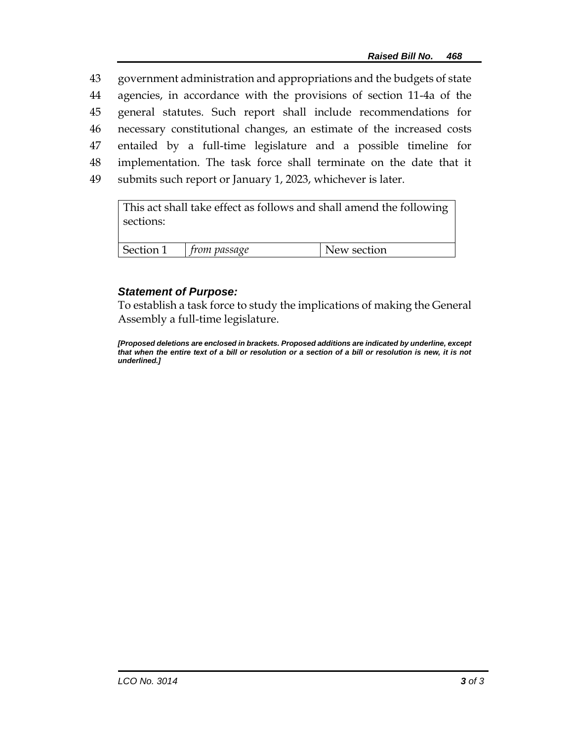43 government administration and appropriations and the budgets of state
44 agencies, in accordance with the provisions of section 11-4a of the
45 general statutes. Such report shall include recommendations for
46 necessary constitutional changes, an estimate of the increased costs
47 entailed by a full-time legislature and a possible timeline for
48 implementation. The task force shall terminate on the date that it
49 submits such report or January 1, 2023, whichever is later.

| This act shall take effect as follows and shall amend the following sections: | | |
|---|---|---|
| Section 1 | *from passage* | New section |

### *Statement of Purpose:*

To establish a task force to study the implications of making the General Assembly a full-time legislature.

***[Proposed deletions are enclosed in brackets. Proposed additions are indicated by underline, except that when the entire text of a bill or resolution or a section of a bill or resolution is new, it is not underlined.]***